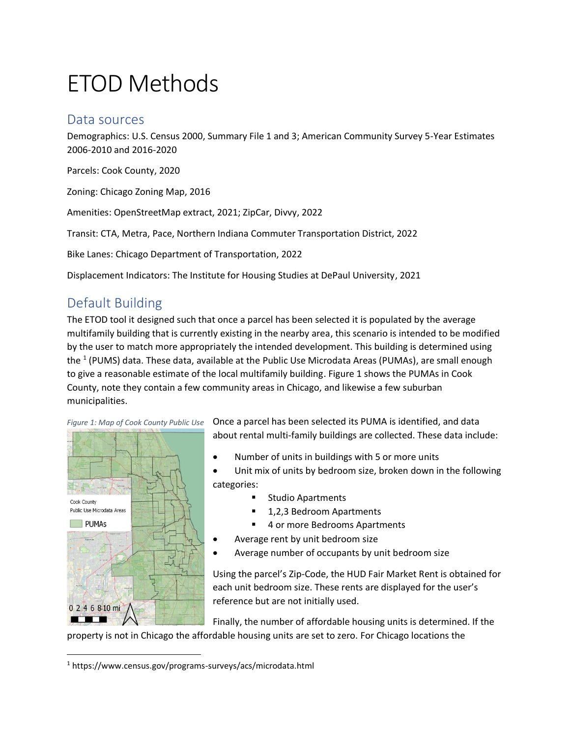# ETOD Methods

## Data sources

Demographics: U.S. Census 2000, Summary File 1 and 3; American Community Survey 5-Year Estimates 2006-2010 and 2016-2020

Parcels: Cook County, 2020

Zoning: Chicago Zoning Map, 2016

Amenities: OpenStreetMap extract, 2021; ZipCar, Divvy, 2022

Transit: CTA, Metra, Pace, Northern Indiana Commuter Transportation District, 2022

Bike Lanes: Chicago Department of Transportation, 2022

Displacement Indicators: The Institute for Housing Studies at DePaul University, 2021

## Default Building

The ETOD tool it designed such that once a parcel has been selected it is populated by the average multifamily building that is currently existing in the nearby area, this scenario is intended to be modified by the user to match more appropriately the intended development. This building is determined using the [1] (PUMS) data. These data, available at the Public Use Microdata Areas (PUMAs), are small enough to give a reasonable estimate of the local multifamily building. Figure 1 shows the PUMAs in Cook County, note they contain a few community areas in Chicago, and likewise a few suburban municipalities.

*Figure 1: Map of Cook County Public Use*

Once a parcel has been selected its PUMA is identified, and data about rental multi-family buildings are collected. These data include:

- Number of units in buildings with 5 or more units
- Unit mix of units by bedroom size, broken down in the following categories:
  - Studio Apartments
  - 1,2,3 Bedroom Apartments
  - 4 or more Bedrooms Apartments
- Average rent by unit bedroom size
- Average number of occupants by unit bedroom size

Using the parcel's Zip-Code, the HUD Fair Market Rent is obtained for each unit bedroom size. These rents are displayed for the user's reference but are not initially used.

Finally, the number of affordable housing units is determined. If the property is not in Chicago the affordable housing units are set to zero. For Chicago locations the

[1] https://www.census.gov/programs-surveys/acs/microdata.html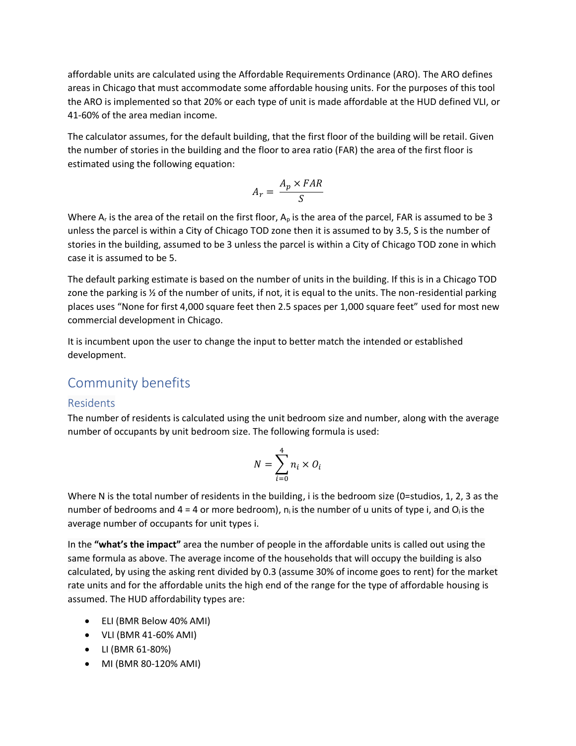affordable units are calculated using the Affordable Requirements Ordinance (ARO). The ARO defines areas in Chicago that must accommodate some affordable housing units. For the purposes of this tool the ARO is implemented so that 20% or each type of unit is made affordable at the HUD defined VLI, or 41-60% of the area median income.

The calculator assumes, for the default building, that the first floor of the building will be retail. Given the number of stories in the building and the floor to area ratio (FAR) the area of the first floor is estimated using the following equation:

$$A_r = \frac{A_p \times FAR}{S}$$

Where $A_r$ is the area of the retail on the first floor, $A_p$ is the area of the parcel, FAR is assumed to be 3 unless the parcel is within a City of Chicago TOD zone then it is assumed to by 3.5, S is the number of stories in the building, assumed to be 3 unless the parcel is within a City of Chicago TOD zone in which case it is assumed to be 5.

The default parking estimate is based on the number of units in the building. If this is in a Chicago TOD zone the parking is ½ of the number of units, if not, it is equal to the units. The non-residential parking places uses "None for first 4,000 square feet then 2.5 spaces per 1,000 square feet" used for most new commercial development in Chicago.

It is incumbent upon the user to change the input to better match the intended or established development.

## Community benefits

### Residents

The number of residents is calculated using the unit bedroom size and number, along with the average number of occupants by unit bedroom size. The following formula is used:

$$N = \sum_{i=0}^{4} n_i \times O_i$$

Where N is the total number of residents in the building, i is the bedroom size (0=studios, 1, 2, 3 as the number of bedrooms and 4 = 4 or more bedroom), $n_i$ is the number of u units of type i, and $O_i$ is the average number of occupants for unit types i.

In the **"what's the impact"** area the number of people in the affordable units is called out using the same formula as above. The average income of the households that will occupy the building is also calculated, by using the asking rent divided by 0.3 (assume 30% of income goes to rent) for the market rate units and for the affordable units the high end of the range for the type of affordable housing is assumed. The HUD affordability types are:

- ELI (BMR Below 40% AMI)
- VLI (BMR 41-60% AMI)
- LI (BMR 61-80%)
- MI (BMR 80-120% AMI)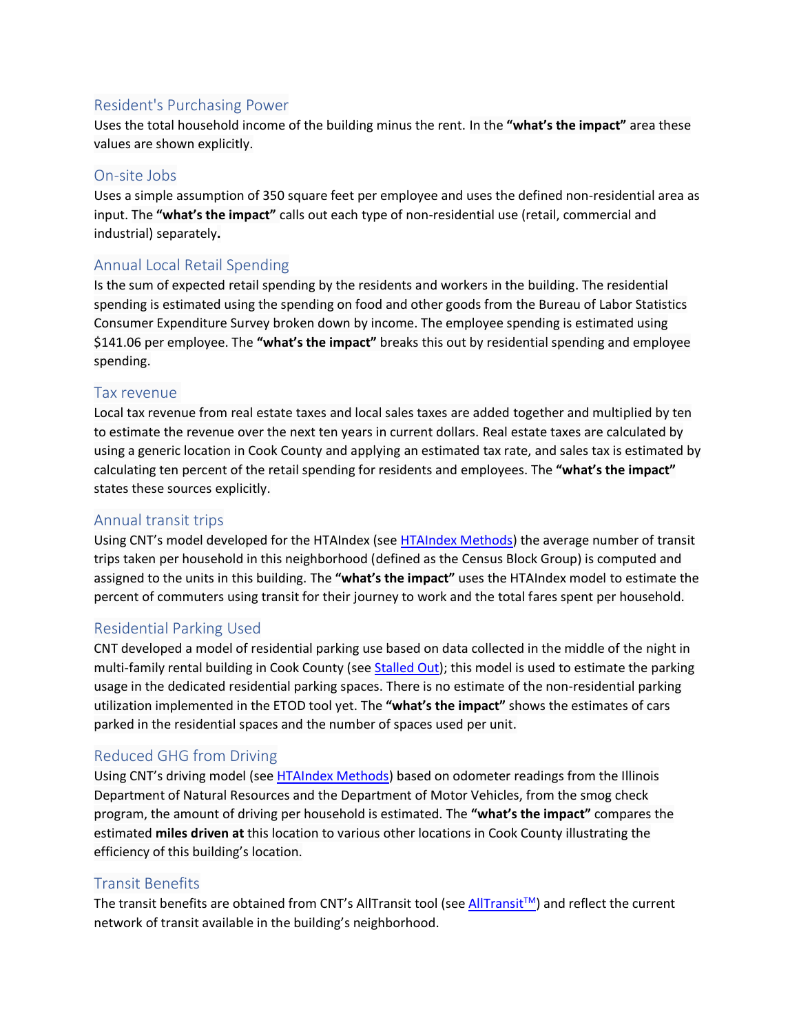## Resident's Purchasing Power

Uses the total household income of the building minus the rent. In the **"what's the impact"** area these values are shown explicitly.

## On-site Jobs

Uses a simple assumption of 350 square feet per employee and uses the defined non-residential area as input. The **"what's the impact"** calls out each type of non-residential use (retail, commercial and industrial) separately**.**

## Annual Local Retail Spending

Is the sum of expected retail spending by the residents and workers in the building. The residential spending is estimated using the spending on food and other goods from the Bureau of Labor Statistics Consumer Expenditure Survey broken down by income. The employee spending is estimated using $141.06 per employee. The **"what's the impact"** breaks this out by residential spending and employee spending.

## Tax revenue

Local tax revenue from real estate taxes and local sales taxes are added together and multiplied by ten to estimate the revenue over the next ten years in current dollars. Real estate taxes are calculated by using a generic location in Cook County and applying an estimated tax rate, and sales tax is estimated by calculating ten percent of the retail spending for residents and employees. The **"what's the impact"** states these sources explicitly.

## Annual transit trips

Using CNT's model developed for the HTAIndex (see [HTAIndex Methods]) the average number of transit trips taken per household in this neighborhood (defined as the Census Block Group) is computed and assigned to the units in this building. The **"what's the impact"** uses the HTAIndex model to estimate the percent of commuters using transit for their journey to work and the total fares spent per household.

## Residential Parking Used

CNT developed a model of residential parking use based on data collected in the middle of the night in multi-family rental building in Cook County (see [Stalled Out]); this model is used to estimate the parking usage in the dedicated residential parking spaces. There is no estimate of the non-residential parking utilization implemented in the ETOD tool yet. The **"what's the impact"** shows the estimates of cars parked in the residential spaces and the number of spaces used per unit.

## Reduced GHG from Driving

Using CNT's driving model (see [HTAIndex Methods]) based on odometer readings from the Illinois Department of Natural Resources and the Department of Motor Vehicles, from the smog check program, the amount of driving per household is estimated. The **"what's the impact"** compares the estimated **miles driven at** this location to various other locations in Cook County illustrating the efficiency of this building's location.

## Transit Benefits

The transit benefits are obtained from CNT's AllTransit tool (see [AllTransit™]) and reflect the current network of transit available in the building's neighborhood.